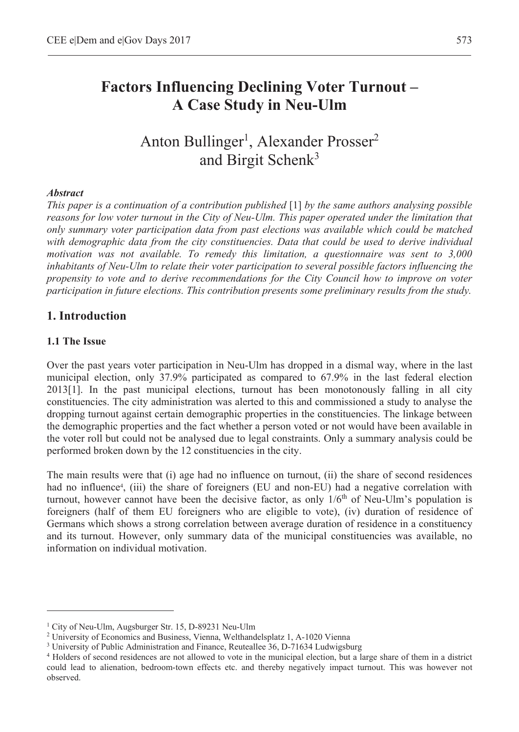# Factors Influencing Declining Voter Turnout – A Case Study in Neu-Ulm

Anton Bullinger[1], Alexander Prosser[2] and Birgit Schenk[3]

***Abstract***

*This paper is a continuation of a contribution published* [1] *by the same authors analysing possible reasons for low voter turnout in the City of Neu-Ulm. This paper operated under the limitation that only summary voter participation data from past elections was available which could be matched with demographic data from the city constituencies. Data that could be used to derive individual motivation was not available. To remedy this limitation, a questionnaire was sent to 3,000 inhabitants of Neu-Ulm to relate their voter participation to several possible factors influencing the propensity to vote and to derive recommendations for the City Council how to improve on voter participation in future elections. This contribution presents some preliminary results from the study.*

## 1. Introduction

### 1.1 The Issue

Over the past years voter participation in Neu-Ulm has dropped in a dismal way, where in the last municipal election, only 37.9% participated as compared to 67.9% in the last federal election 2013[1]. In the past municipal elections, turnout has been monotonously falling in all city constituencies. The city administration was alerted to this and commissioned a study to analyse the dropping turnout against certain demographic properties in the constituencies. The linkage between the demographic properties and the fact whether a person voted or not would have been available in the voter roll but could not be analysed due to legal constraints. Only a summary analysis could be performed broken down by the 12 constituencies in the city.

The main results were that (i) age had no influence on turnout, (ii) the share of second residences had no influence[4], (iii) the share of foreigners (EU and non-EU) had a negative correlation with turnout, however cannot have been the decisive factor, as only 1/6$^{th}$ of Neu-Ulm's population is foreigners (half of them EU foreigners who are eligible to vote), (iv) duration of residence of Germans which shows a strong correlation between average duration of residence in a constituency and its turnout. However, only summary data of the municipal constituencies was available, no information on individual motivation.

---

[1] City of Neu-Ulm, Augsburger Str. 15, D-89231 Neu-Ulm

[2] University of Economics and Business, Vienna, Welthandelsplatz 1, A-1020 Vienna

[3] University of Public Administration and Finance, Reuteallee 36, D-71634 Ludwigsburg

[4] Holders of second residences are not allowed to vote in the municipal election, but a large share of them in a district could lead to alienation, bedroom-town effects etc. and thereby negatively impact turnout. This was however not observed.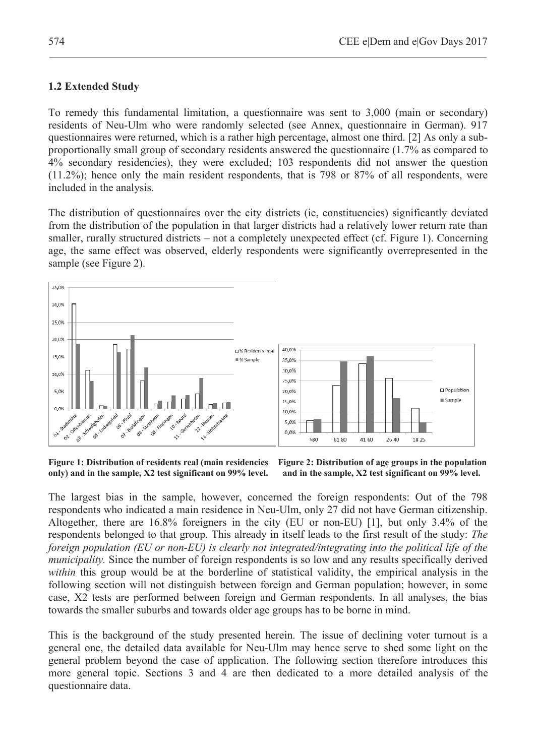## 1.2 Extended Study

To remedy this fundamental limitation, a questionnaire was sent to 3,000 (main or secondary) residents of Neu-Ulm who were randomly selected (see Annex, questionnaire in German). 917 questionnaires were returned, which is a rather high percentage, almost one third. [2] As only a sub-proportionally small group of secondary residents answered the questionnaire (1.7% as compared to 4% secondary residencies), they were excluded; 103 respondents did not answer the question (11.2%); hence only the main resident respondents, that is 798 or 87% of all respondents, were included in the analysis.

The distribution of questionnaires over the city districts (ie, constituencies) significantly deviated from the distribution of the population in that larger districts had a relatively lower return rate than smaller, rurally structured districts – not a completely unexpected effect (cf. Figure 1). Concerning age, the same effect was observed, elderly respondents were significantly overrepresented in the sample (see Figure 2).

**Figure 1: Distribution of residents real (main residencies only) and in the sample, X2 test significant on 99% level.**

**Figure 2: Distribution of age groups in the population and in the sample, X2 test significant on 99% level.**

The largest bias in the sample, however, concerned the foreign respondents: Out of the 798 respondents who indicated a main residence in Neu-Ulm, only 27 did not have German citizenship. Altogether, there are 16.8% foreigners in the city (EU or non-EU) [1], but only 3.4% of the respondents belonged to that group. This already in itself leads to the first result of the study: *The foreign population (EU or non-EU) is clearly not integrated/integrating into the political life of the municipality.* Since the number of foreign respondents is so low and any results specifically derived *within* this group would be at the borderline of statistical validity, the empirical analysis in the following section will not distinguish between foreign and German population; however, in some case, X2 tests are performed between foreign and German respondents. In all analyses, the bias towards the smaller suburbs and towards older age groups has to be borne in mind.

This is the background of the study presented herein. The issue of declining voter turnout is a general one, the detailed data available for Neu-Ulm may hence serve to shed some light on the general problem beyond the case of application. The following section therefore introduces this more general topic. Sections 3 and 4 are then dedicated to a more detailed analysis of the questionnaire data.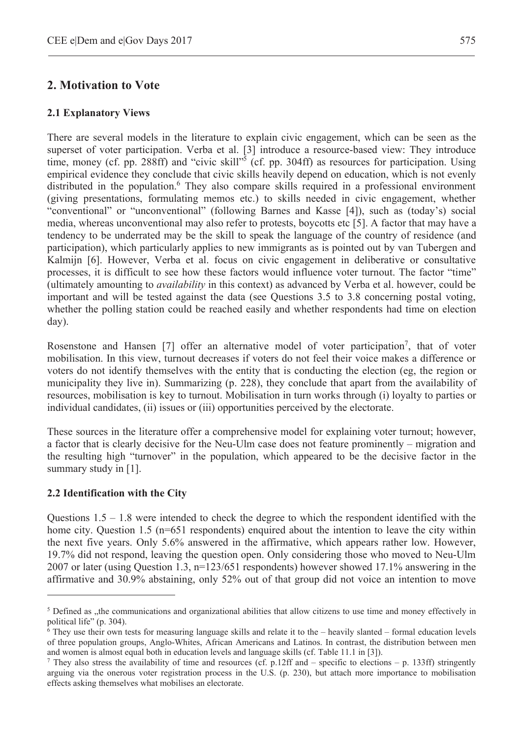## 2. Motivation to Vote

### 2.1 Explanatory Views

There are several models in the literature to explain civic engagement, which can be seen as the superset of voter participation. Verba et al. [3] introduce a resource-based view: They introduce time, money (cf. pp. 288ff) and "civic skill"[5] (cf. pp. 304ff) as resources for participation. Using empirical evidence they conclude that civic skills heavily depend on education, which is not evenly distributed in the population.[6] They also compare skills required in a professional environment (giving presentations, formulating memos etc.) to skills needed in civic engagement, whether "conventional" or "unconventional" (following Barnes and Kasse [4]), such as (today's) social media, whereas unconventional may also refer to protests, boycotts etc [5]. A factor that may have a tendency to be underrated may be the skill to speak the language of the country of residence (and participation), which particularly applies to new immigrants as is pointed out by van Tubergen and Kalmijn [6]. However, Verba et al. focus on civic engagement in deliberative or consultative processes, it is difficult to see how these factors would influence voter turnout. The factor "time" (ultimately amounting to *availability* in this context) as advanced by Verba et al. however, could be important and will be tested against the data (see Questions 3.5 to 3.8 concerning postal voting, whether the polling station could be reached easily and whether respondents had time on election day).

Rosenstone and Hansen [7] offer an alternative model of voter participation[7], that of voter mobilisation. In this view, turnout decreases if voters do not feel their voice makes a difference or voters do not identify themselves with the entity that is conducting the election (eg, the region or municipality they live in). Summarizing (p. 228), they conclude that apart from the availability of resources, mobilisation is key to turnout. Mobilisation in turn works through (i) loyalty to parties or individual candidates, (ii) issues or (iii) opportunities perceived by the electorate.

These sources in the literature offer a comprehensive model for explaining voter turnout; however, a factor that is clearly decisive for the Neu-Ulm case does not feature prominently – migration and the resulting high "turnover" in the population, which appeared to be the decisive factor in the summary study in [1].

### 2.2 Identification with the City

Questions 1.5 – 1.8 were intended to check the degree to which the respondent identified with the home city. Question 1.5 (n=651 respondents) enquired about the intention to leave the city within the next five years. Only 5.6% answered in the affirmative, which appears rather low. However, 19.7% did not respond, leaving the question open. Only considering those who moved to Neu-Ulm 2007 or later (using Question 1.3, n=123/651 respondents) however showed 17.1% answering in the affirmative and 30.9% abstaining, only 52% out of that group did not voice an intention to move

---

[5] Defined as „the communications and organizational abilities that allow citizens to use time and money effectively in political life" (p. 304).

[6] They use their own tests for measuring language skills and relate it to the – heavily slanted – formal education levels of three population groups, Anglo-Whites, African Americans and Latinos. In contrast, the distribution between men and women is almost equal both in education levels and language skills (cf. Table 11.1 in [3]).

[7] They also stress the availability of time and resources (cf. p.12ff and – specific to elections – p. 133ff) stringently arguing via the onerous voter registration process in the U.S. (p. 230), but attach more importance to mobilisation effects asking themselves what mobilises an electorate.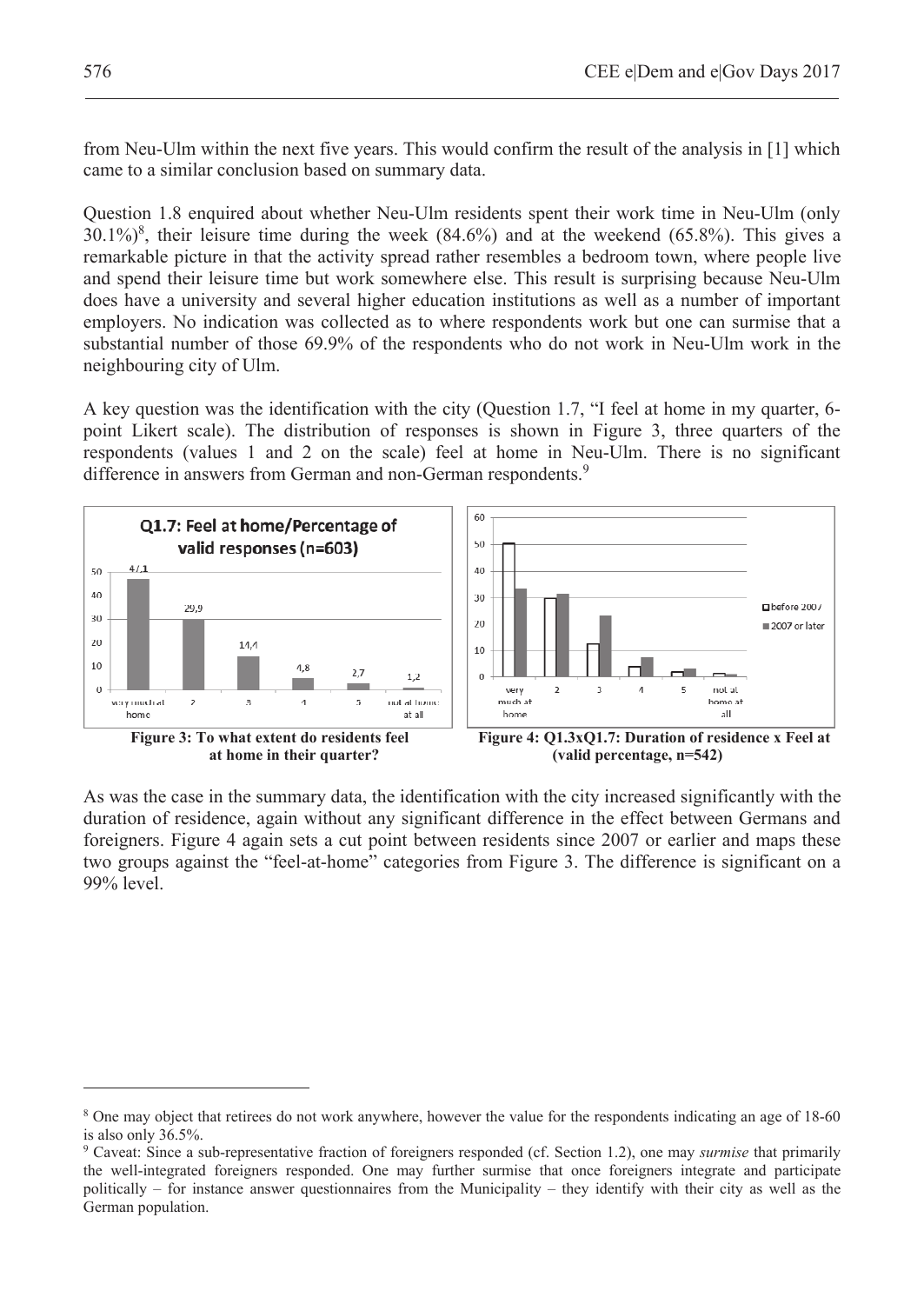from Neu-Ulm within the next five years. This would confirm the result of the analysis in [1] which came to a similar conclusion based on summary data.

Question 1.8 enquired about whether Neu-Ulm residents spent their work time in Neu-Ulm (only 30.1%)[8], their leisure time during the week (84.6%) and at the weekend (65.8%). This gives a remarkable picture in that the activity spread rather resembles a bedroom town, where people live and spend their leisure time but work somewhere else. This result is surprising because Neu-Ulm does have a university and several higher education institutions as well as a number of important employers. No indication was collected as to where respondents work but one can surmise that a substantial number of those 69.9% of the respondents who do not work in Neu-Ulm work in the neighbouring city of Ulm.

A key question was the identification with the city (Question 1.7, "I feel at home in my quarter, 6-point Likert scale). The distribution of responses is shown in Figure 3, three quarters of the respondents (values 1 and 2 on the scale) feel at home in Neu-Ulm. There is no significant difference in answers from German and non-German respondents.[9]

**Figure 3: To what extent do residents feel at home in their quarter?**

**Figure 4: Q1.3xQ1.7: Duration of residence x Feel at (valid percentage, n=542)**

As was the case in the summary data, the identification with the city increased significantly with the duration of residence, again without any significant difference in the effect between Germans and foreigners. Figure 4 again sets a cut point between residents since 2007 or earlier and maps these two groups against the "feel-at-home" categories from Figure 3. The difference is significant on a 99% level.

---

[8] One may object that retirees do not work anywhere, however the value for the respondents indicating an age of 18-60 is also only 36.5%.

[9] Caveat: Since a sub-representative fraction of foreigners responded (cf. Section 1.2), one may *surmise* that primarily the well-integrated foreigners responded. One may further surmise that once foreigners integrate and participate politically – for instance answer questionnaires from the Municipality – they identify with their city as well as the German population.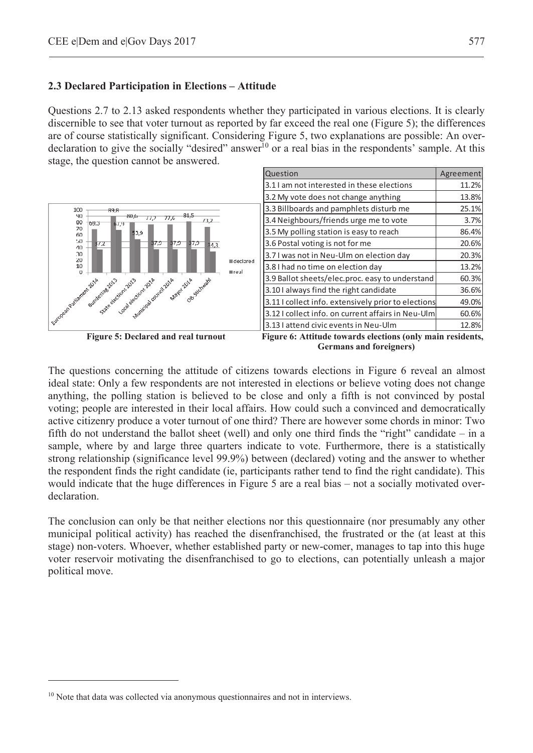### 2.3 Declared Participation in Elections – Attitude

Questions 2.7 to 2.13 asked respondents whether they participated in various elections. It is clearly discernible to see that voter turnout as reported by far exceed the real one (Figure 5); the differences are of course statistically significant. Considering Figure 5, two explanations are possible: An over-declaration to give the socially "desired" answer[10] or a real bias in the respondents' sample. At this stage, the question cannot be answered.

| Election | declared | real |
|---|---|---|
| European Parliament 2014 | 69,3 | 37,2 |
| Bundestag 2013 | 89,8 | 67,9 |
| State elections 2013 | 80,6 | 53,9 |
| Local elections 2014 | 77,5 | 37,9 |
| Municipal council 2014 | 77,6 | 37,9 |
| Mayor 2014 | 81,5 | 37,9 |
| OB Stichwahl | 73,2 | 34,3 |

**Figure 5: Declared and real turnout**

| Question | Agreement |
|---|---|
| 3.1 I am not interested in these elections | 11.2% |
| 3.2 My vote does not change anything | 13.8% |
| 3.3 Billboards and pamphlets disturb me | 25.1% |
| 3.4 Neighbours/friends urge me to vote | 3.7% |
| 3.5 My polling station is easy to reach | 86.4% |
| 3.6 Postal voting is not for me | 20.6% |
| 3.7 I was not in Neu-Ulm on election day | 20.3% |
| 3.8 I had no time on election day | 13.2% |
| 3.9 Ballot sheets/elec.proc. easy to understand | 60.3% |
| 3.10 I always find the right candidate | 36.6% |
| 3.11 I collect info. extensively prior to elections | 49.0% |
| 3.12 I collect info. on current affairs in Neu-Ulm | 60.6% |
| 3.13 I attend civic events in Neu-Ulm | 12.8% |

**Figure 6: Attitude towards elections (only main residents, Germans and foreigners)**

The questions concerning the attitude of citizens towards elections in Figure 6 reveal an almost ideal state: Only a few respondents are not interested in elections or believe voting does not change anything, the polling station is believed to be close and only a fifth is not convinced by postal voting; people are interested in their local affairs. How could such a convinced and democratically active citizenry produce a voter turnout of one third? There are however some chords in minor: Two fifth do not understand the ballot sheet (well) and only one third finds the "right" candidate – in a sample, where by and large three quarters indicate to vote. Furthermore, there is a statistically strong relationship (significance level 99.9%) between (declared) voting and the answer to whether the respondent finds the right candidate (ie, participants rather tend to find the right candidate). This would indicate that the huge differences in Figure 5 are a real bias – not a socially motivated over-declaration.

The conclusion can only be that neither elections nor this questionnaire (nor presumably any other municipal political activity) has reached the disenfranchised, the frustrated or the (at least at this stage) non-voters. Whoever, whether established party or new-comer, manages to tap into this huge voter reservoir motivating the disenfranchised to go to elections, can potentially unleash a major political move.

[10] Note that data was collected via anonymous questionnaires and not in interviews.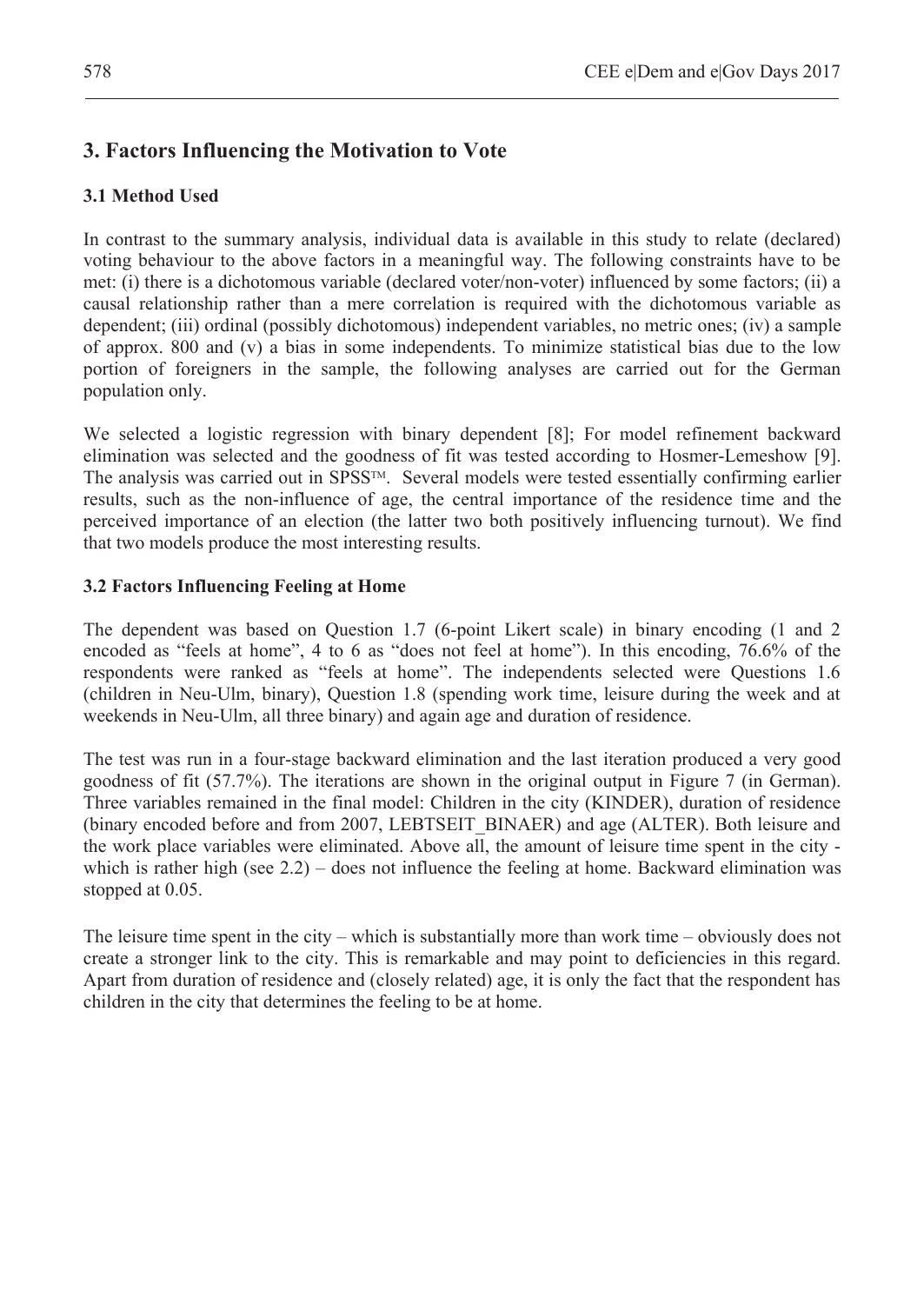## 3. Factors Influencing the Motivation to Vote

### 3.1 Method Used

In contrast to the summary analysis, individual data is available in this study to relate (declared) voting behaviour to the above factors in a meaningful way. The following constraints have to be met: (i) there is a dichotomous variable (declared voter/non-voter) influenced by some factors; (ii) a causal relationship rather than a mere correlation is required with the dichotomous variable as dependent; (iii) ordinal (possibly dichotomous) independent variables, no metric ones; (iv) a sample of approx. 800 and (v) a bias in some independents. To minimize statistical bias due to the low portion of foreigners in the sample, the following analyses are carried out for the German population only.

We selected a logistic regression with binary dependent [8]; For model refinement backward elimination was selected and the goodness of fit was tested according to Hosmer-Lemeshow [9]. The analysis was carried out in SPSS™. Several models were tested essentially confirming earlier results, such as the non-influence of age, the central importance of the residence time and the perceived importance of an election (the latter two both positively influencing turnout). We find that two models produce the most interesting results.

### 3.2 Factors Influencing Feeling at Home

The dependent was based on Question 1.7 (6-point Likert scale) in binary encoding (1 and 2 encoded as "feels at home", 4 to 6 as "does not feel at home"). In this encoding, 76.6% of the respondents were ranked as "feels at home". The independents selected were Questions 1.6 (children in Neu-Ulm, binary), Question 1.8 (spending work time, leisure during the week and at weekends in Neu-Ulm, all three binary) and again age and duration of residence.

The test was run in a four-stage backward elimination and the last iteration produced a very good goodness of fit (57.7%). The iterations are shown in the original output in Figure 7 (in German). Three variables remained in the final model: Children in the city (KINDER), duration of residence (binary encoded before and from 2007, LEBTSEIT_BINAER) and age (ALTER). Both leisure and the work place variables were eliminated. Above all, the amount of leisure time spent in the city - which is rather high (see 2.2) – does not influence the feeling at home. Backward elimination was stopped at 0.05.

The leisure time spent in the city – which is substantially more than work time – obviously does not create a stronger link to the city. This is remarkable and may point to deficiencies in this regard. Apart from duration of residence and (closely related) age, it is only the fact that the respondent has children in the city that determines the feeling to be at home.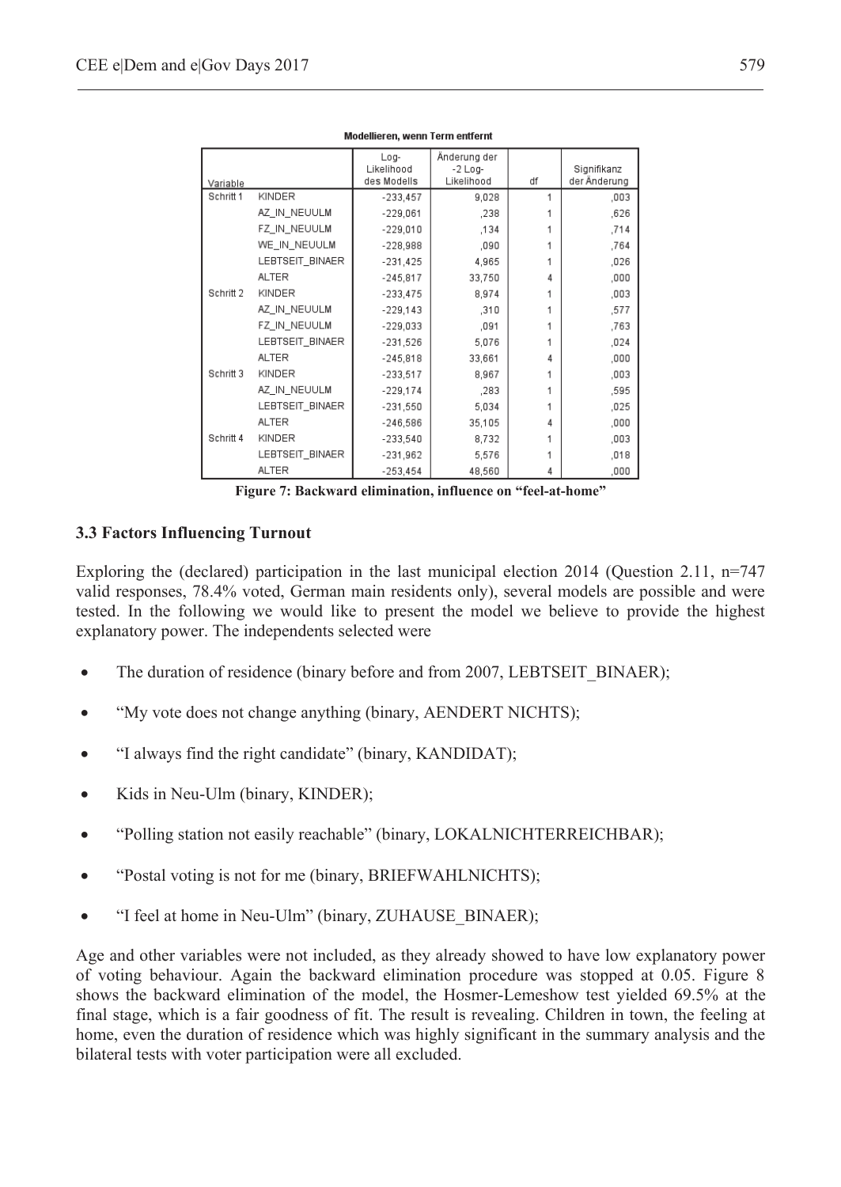**Modellieren, wenn Term entfernt**

| Variable | | Log-Likelihood des Modells | Änderung der -2 Log-Likelihood | df | Signifikanz der Änderung |
|---|---|---|---|---|---|
| Schritt 1 | KINDER | -233,457 | 9,028 | 1 | ,003 |
| | AZ_IN_NEUULM | -229,061 | ,238 | 1 | ,626 |
| | FZ_IN_NEUULM | -229,010 | ,134 | 1 | ,714 |
| | WE_IN_NEUULM | -228,988 | ,090 | 1 | ,764 |
| | LEBTSEIT_BINAER | -231,425 | 4,965 | 1 | ,026 |
| | ALTER | -245,817 | 33,750 | 4 | ,000 |
| Schritt 2 | KINDER | -233,475 | 8,974 | 1 | ,003 |
| | AZ_IN_NEUULM | -229,143 | ,310 | 1 | ,577 |
| | FZ_IN_NEUULM | -229,033 | ,091 | 1 | ,763 |
| | LEBTSEIT_BINAER | -231,526 | 5,076 | 1 | ,024 |
| | ALTER | -245,818 | 33,661 | 4 | ,000 |
| Schritt 3 | KINDER | -233,517 | 8,967 | 1 | ,003 |
| | AZ_IN_NEUULM | -229,174 | ,283 | 1 | ,595 |
| | LEBTSEIT_BINAER | -231,550 | 5,034 | 1 | ,025 |
| | ALTER | -246,586 | 35,105 | 4 | ,000 |
| Schritt 4 | KINDER | -233,540 | 8,732 | 1 | ,003 |
| | LEBTSEIT_BINAER | -231,962 | 5,576 | 1 | ,018 |
| | ALTER | -253,454 | 48,560 | 4 | ,000 |

**Figure 7: Backward elimination, influence on "feel-at-home"**

### 3.3 Factors Influencing Turnout

Exploring the (declared) participation in the last municipal election 2014 (Question 2.11, n=747 valid responses, 78.4% voted, German main residents only), several models are possible and were tested. In the following we would like to present the model we believe to provide the highest explanatory power. The independents selected were

- The duration of residence (binary before and from 2007, LEBTSEIT_BINAER);
- "My vote does not change anything (binary, AENDERT NICHTS);
- "I always find the right candidate" (binary, KANDIDAT);
- Kids in Neu-Ulm (binary, KINDER);
- "Polling station not easily reachable" (binary, LOKALNICHTERREICHBAR);
- "Postal voting is not for me (binary, BRIEFWAHLNICHTS);
- "I feel at home in Neu-Ulm" (binary, ZUHAUSE_BINAER);

Age and other variables were not included, as they already showed to have low explanatory power of voting behaviour. Again the backward elimination procedure was stopped at 0.05. Figure 8 shows the backward elimination of the model, the Hosmer-Lemeshow test yielded 69.5% at the final stage, which is a fair goodness of fit. The result is revealing. Children in town, the feeling at home, even the duration of residence which was highly significant in the summary analysis and the bilateral tests with voter participation were all excluded.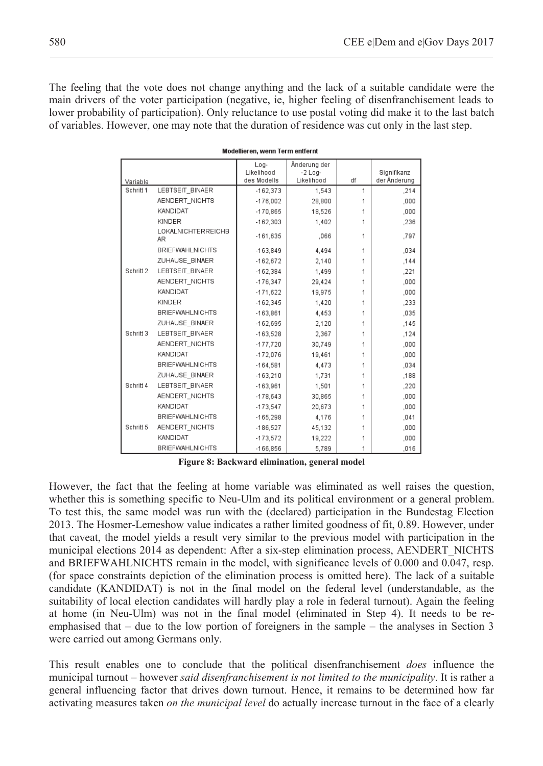The feeling that the vote does not change anything and the lack of a suitable candidate were the main drivers of the voter participation (negative, ie, higher feeling of disenfranchisement leads to lower probability of participation). Only reluctance to use postal voting did make it to the last batch of variables. However, one may note that the duration of residence was cut only in the last step.

**Modellieren, wenn Term entfernt**

| Variable | | Log-Likelihood des Modells | Änderung der -2 Log-Likelihood | df | Signifikanz der Änderung |
|---|---|---|---|---|---|
| Schritt 1 | LEBTSEIT_BINAER | -162,373 | 1,543 | 1 | ,214 |
| | AENDERT_NICHTS | -176,002 | 28,800 | 1 | ,000 |
| | KANDIDAT | -170,865 | 18,526 | 1 | ,000 |
| | KINDER | -162,303 | 1,402 | 1 | ,236 |
| | LOKALNICHTERREICHBAR | -161,635 | ,066 | 1 | ,797 |
| | BRIEFWAHLNICHTS | -163,849 | 4,494 | 1 | ,034 |
| | ZUHAUSE_BINAER | -162,672 | 2,140 | 1 | ,144 |
| Schritt 2 | LEBTSEIT_BINAER | -162,384 | 1,499 | 1 | ,221 |
| | AENDERT_NICHTS | -176,347 | 29,424 | 1 | ,000 |
| | KANDIDAT | -171,622 | 19,975 | 1 | ,000 |
| | KINDER | -162,345 | 1,420 | 1 | ,233 |
| | BRIEFWAHLNICHTS | -163,861 | 4,453 | 1 | ,035 |
| | ZUHAUSE_BINAER | -162,695 | 2,120 | 1 | ,145 |
| Schritt 3 | LEBTSEIT_BINAER | -163,528 | 2,367 | 1 | ,124 |
| | AENDERT_NICHTS | -177,720 | 30,749 | 1 | ,000 |
| | KANDIDAT | -172,076 | 19,461 | 1 | ,000 |
| | BRIEFWAHLNICHTS | -164,581 | 4,473 | 1 | ,034 |
| | ZUHAUSE_BINAER | -163,210 | 1,731 | 1 | ,188 |
| Schritt 4 | LEBTSEIT_BINAER | -163,961 | 1,501 | 1 | ,220 |
| | AENDERT_NICHTS | -178,643 | 30,865 | 1 | ,000 |
| | KANDIDAT | -173,547 | 20,673 | 1 | ,000 |
| | BRIEFWAHLNICHTS | -165,298 | 4,176 | 1 | ,041 |
| Schritt 5 | AENDERT_NICHTS | -186,527 | 45,132 | 1 | ,000 |
| | KANDIDAT | -173,572 | 19,222 | 1 | ,000 |
| | BRIEFWAHLNICHTS | -166,856 | 5,789 | 1 | ,016 |

**Figure 8: Backward elimination, general model**

However, the fact that the feeling at home variable was eliminated as well raises the question, whether this is something specific to Neu-Ulm and its political environment or a general problem. To test this, the same model was run with the (declared) participation in the Bundestag Election 2013. The Hosmer-Lemeshow value indicates a rather limited goodness of fit, 0.89. However, under that caveat, the model yields a result very similar to the previous model with participation in the municipal elections 2014 as dependent: After a six-step elimination process, AENDERT_NICHTS and BRIEFWAHLNICHTS remain in the model, with significance levels of 0.000 and 0.047, resp. (for space constraints depiction of the elimination process is omitted here). The lack of a suitable candidate (KANDIDAT) is not in the final model on the federal level (understandable, as the suitability of local election candidates will hardly play a role in federal turnout). Again the feeling at home (in Neu-Ulm) was not in the final model (eliminated in Step 4). It needs to be re-emphasised that – due to the low portion of foreigners in the sample – the analyses in Section 3 were carried out among Germans only.

This result enables one to conclude that the political disenfranchisement *does* influence the municipal turnout – however *said disenfranchisement is not limited to the municipality*. It is rather a general influencing factor that drives down turnout. Hence, it remains to be determined how far activating measures taken *on the municipal level* do actually increase turnout in the face of a clearly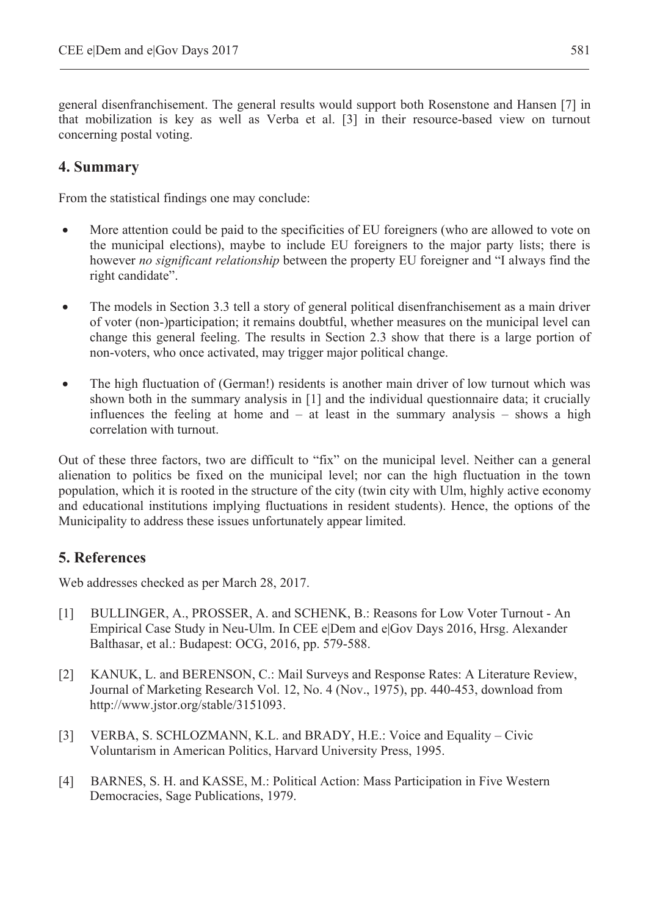general disenfranchisement. The general results would support both Rosenstone and Hansen [7] in that mobilization is key as well as Verba et al. [3] in their resource-based view on turnout concerning postal voting.

## 4. Summary

From the statistical findings one may conclude:

- More attention could be paid to the specificities of EU foreigners (who are allowed to vote on the municipal elections), maybe to include EU foreigners to the major party lists; there is however *no significant relationship* between the property EU foreigner and "I always find the right candidate".

- The models in Section 3.3 tell a story of general political disenfranchisement as a main driver of voter (non-)participation; it remains doubtful, whether measures on the municipal level can change this general feeling. The results in Section 2.3 show that there is a large portion of non-voters, who once activated, may trigger major political change.

- The high fluctuation of (German!) residents is another main driver of low turnout which was shown both in the summary analysis in [1] and the individual questionnaire data; it crucially influences the feeling at home and – at least in the summary analysis – shows a high correlation with turnout.

Out of these three factors, two are difficult to "fix" on the municipal level. Neither can a general alienation to politics be fixed on the municipal level; nor can the high fluctuation in the town population, which it is rooted in the structure of the city (twin city with Ulm, highly active economy and educational institutions implying fluctuations in resident students). Hence, the options of the Municipality to address these issues unfortunately appear limited.

## 5. References

Web addresses checked as per March 28, 2017.

[1] BULLINGER, A., PROSSER, A. and SCHENK, B.: Reasons for Low Voter Turnout - An Empirical Case Study in Neu-Ulm. In CEE e|Dem and e|Gov Days 2016, Hrsg. Alexander Balthasar, et al.: Budapest: OCG, 2016, pp. 579-588.

[2] KANUK, L. and BERENSON, C.: Mail Surveys and Response Rates: A Literature Review, Journal of Marketing Research Vol. 12, No. 4 (Nov., 1975), pp. 440-453, download from http://www.jstor.org/stable/3151093.

[3] VERBA, S. SCHLOZMANN, K.L. and BRADY, H.E.: Voice and Equality – Civic Voluntarism in American Politics, Harvard University Press, 1995.

[4] BARNES, S. H. and KASSE, M.: Political Action: Mass Participation in Five Western Democracies, Sage Publications, 1979.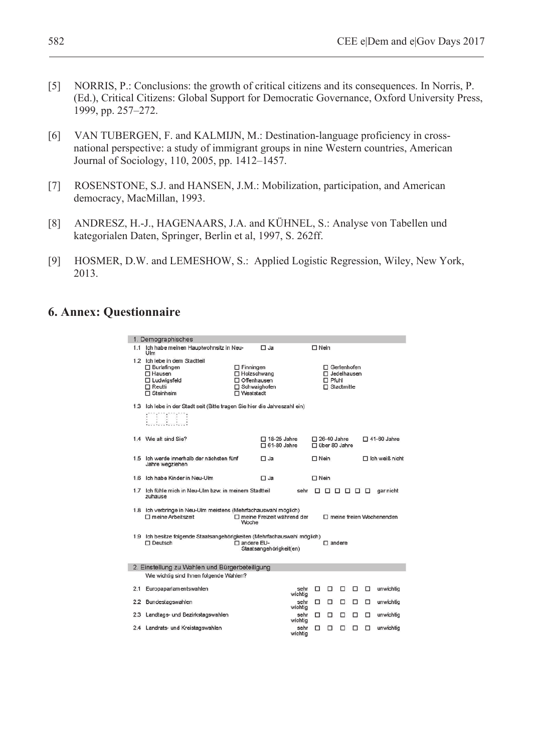[5] NORRIS, P.: Conclusions: the growth of critical citizens and its consequences. In Norris, P. (Ed.), Critical Citizens: Global Support for Democratic Governance, Oxford University Press, 1999, pp. 257–272.

[6] VAN TUBERGEN, F. and KALMIJN, M.: Destination-language proficiency in cross-national perspective: a study of immigrant groups in nine Western countries, American Journal of Sociology, 110, 2005, pp. 1412–1457.

[7] ROSENSTONE, S.J. and HANSEN, J.M.: Mobilization, participation, and American democracy, MacMillan, 1993.

[8] ANDRESZ, H.-J., HAGENAARS, J.A. and KÜHNEL, S.: Analyse von Tabellen und kategorialen Daten, Springer, Berlin et al, 1997, S. 262ff.

[9] HOSMER, D.W. and LEMESHOW, S.: Applied Logistic Regression, Wiley, New York, 2013.

## 6. Annex: Questionnaire

**1. Demographisches**

1.1 Ich habe meinen Hauptwohnsitz in Neu-Ulm — ☐ Ja ☐ Nein

1.2 Ich lebe in dem Stadtteil

| | | |
|---|---|---|
| ☐ Burlafingen | ☐ Finningen | ☐ Gerlenhofen |
| ☐ Hausen | ☐ Holzschwang | ☐ Jedelhausen |
| ☐ Ludwigsfeld | ☐ Offenhausen | ☐ Pfuhl |
| ☐ Reutti | ☐ Schwaighofen | ☐ Stadtmitte |
| ☐ Steinheim | ☐ Weststadt | |

1.3 Ich lebe in der Stadt seit (Bitte tragen Sie hier die Jahreszahl ein)

☐☐☐☐

1.4 Wie alt sind Sie? — ☐ 18-25 Jahre ☐ 26-40 Jahre ☐ 41-60 Jahre ☐ 61-80 Jahre ☐ über 80 Jahre

1.5 Ich werde innerhalb der nächsten fünf Jahre wegziehen — ☐ Ja ☐ Nein ☐ Ich weiß nicht

1.6 Ich habe Kinder in Neu-Ulm — ☐ Ja ☐ Nein

1.7 Ich fühle mich in Neu-Ulm bzw. in meinem Stadtteil zuhause — sehr ☐ ☐ ☐ ☐ ☐ ☐ gar nicht

1.8 Ich verbringe in Neu-Ulm meistens (Mehrfachauswahl möglich)
☐ meine Arbeitszeit ☐ meine Freizeit während der Woche ☐ meine freien Wochenenden

1.9 Ich besitze folgende Staatsangehörigkeiten (Mehrfachauswahl möglich)
☐ Deutsch ☐ andere EU-Staatsangehörigkeit(en) ☐ andere

**2. Einstellung zu Wahlen und Bürgerbeteiligung**

Wie wichtig sind Ihnen folgende Wahlen?

2.1 Europaparlamentswahlen — sehr wichtig ☐ ☐ ☐ ☐ ☐ unwichtig

2.2 Bundestagswahlen — sehr wichtig ☐ ☐ ☐ ☐ ☐ unwichtig

2.3 Landtags- und Bezirkstagswahlen — sehr wichtig ☐ ☐ ☐ ☐ ☐ unwichtig

2.4 Landrats- und Kreistagswahlen — sehr wichtig ☐ ☐ ☐ ☐ ☐ unwichtig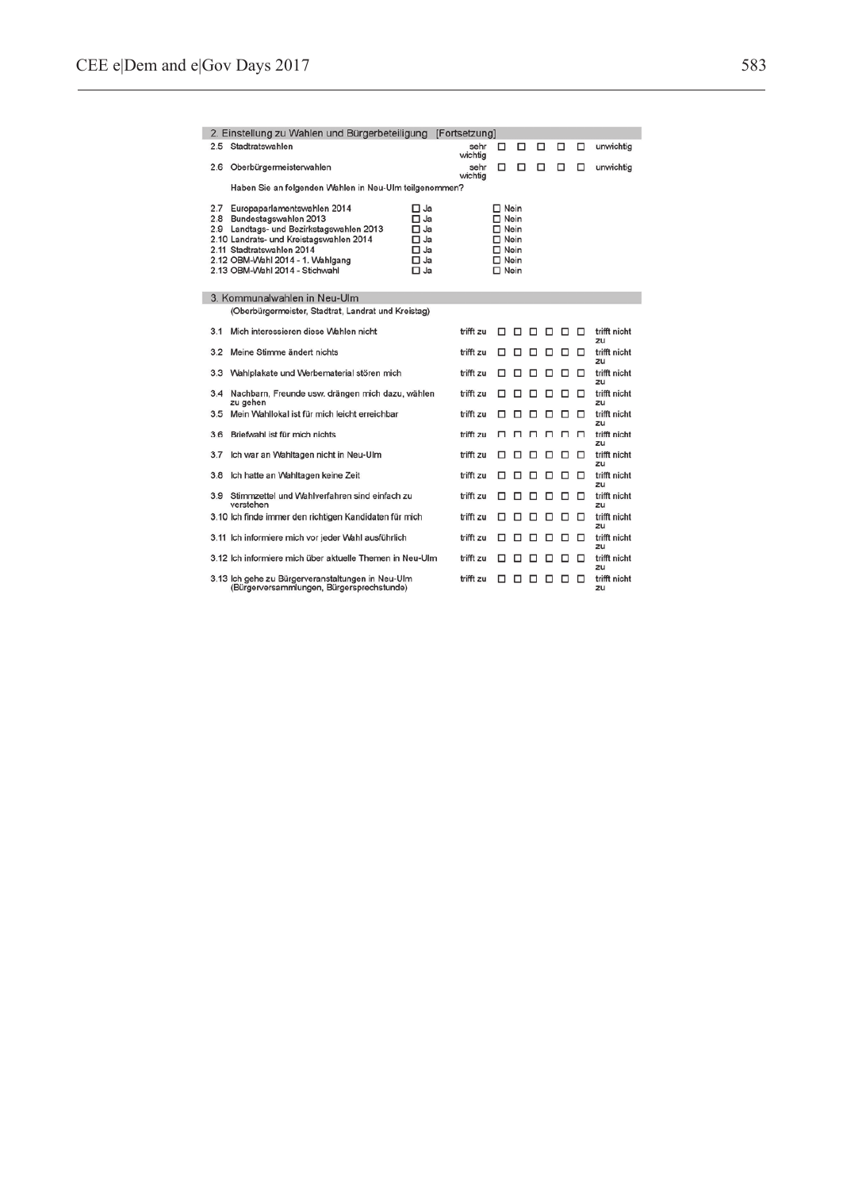| 2. Einstellung zu Wahlen und Bürgerbeteiligung [Fortsetzung] | | | |
|---|---|---|---|
| 2.5 Stadtratswahlen | sehr wichtig | ☐ ☐ ☐ ☐ ☐ | unwichtig |
| 2.6 Oberbürgermeisterwahlen | sehr wichtig | ☐ ☐ ☐ ☐ ☐ | unwichtig |

Haben Sie an folgenden Wahlen in Neu-Ulm teilgenommen?

| | | |
|---|---|---|
| 2.7 Europaparlamentswahlen 2014 | ☐ Ja | ☐ Nein |
| 2.8 Bundestagswahlen 2013 | ☐ Ja | ☐ Nein |
| 2.9 Landtags- und Bezirkstagswahlen 2013 | ☐ Ja | ☐ Nein |
| 2.10 Landrats- und Kreistagswahlen 2014 | ☐ Ja | ☐ Nein |
| 2.11 Stadtratswahlen 2014 | ☐ Ja | ☐ Nein |
| 2.12 OBM-Wahl 2014 - 1. Wahlgang | ☐ Ja | ☐ Nein |
| 2.13 OBM-Wahl 2014 - Stichwahl | ☐ Ja | ☐ Nein |

| 3. Kommunalwahlen in Neu-Ulm (Oberbürgermeister, Stadtrat, Landrat und Kreistag) | | | |
|---|---|---|---|
| 3.1 Mich interessieren diese Wahlen nicht | trifft zu | ☐ ☐ ☐ ☐ ☐ ☐ | trifft nicht zu |
| 3.2 Meine Stimme ändert nichts | trifft zu | ☐ ☐ ☐ ☐ ☐ ☐ | trifft nicht zu |
| 3.3 Wahlplakate und Werbematerial stören mich | trifft zu | ☐ ☐ ☐ ☐ ☐ ☐ | trifft nicht zu |
| 3.4 Nachbarn, Freunde usw. drängen mich dazu, wählen zu gehen | trifft zu | ☐ ☐ ☐ ☐ ☐ ☐ | trifft nicht zu |
| 3.5 Mein Wahllokal ist für mich leicht erreichbar | trifft zu | ☐ ☐ ☐ ☐ ☐ ☐ | trifft nicht zu |
| 3.6 Briefwahl ist für mich nichts | trifft zu | ☐ ☐ ☐ ☐ ☐ ☐ | trifft nicht zu |
| 3.7 Ich war an Wahltagen nicht in Neu-Ulm | trifft zu | ☐ ☐ ☐ ☐ ☐ ☐ | trifft nicht zu |
| 3.8 Ich hatte an Wahltagen keine Zeit | trifft zu | ☐ ☐ ☐ ☐ ☐ ☐ | trifft nicht zu |
| 3.9 Stimmzettel und Wahlverfahren sind einfach zu verstehen | trifft zu | ☐ ☐ ☐ ☐ ☐ ☐ | trifft nicht zu |
| 3.10 Ich finde immer den richtigen Kandidaten für mich | trifft zu | ☐ ☐ ☐ ☐ ☐ ☐ | trifft nicht zu |
| 3.11 Ich informiere mich vor jeder Wahl ausführlich | trifft zu | ☐ ☐ ☐ ☐ ☐ ☐ | trifft nicht zu |
| 3.12 Ich informiere mich über aktuelle Themen in Neu-Ulm | trifft zu | ☐ ☐ ☐ ☐ ☐ ☐ | trifft nicht zu |
| 3.13 Ich gehe zu Bürgerveranstaltungen in Neu-Ulm (Bürgerversammlungen, Bürgersprechstunde) | trifft zu | ☐ ☐ ☐ ☐ ☐ ☐ | trifft nicht zu |